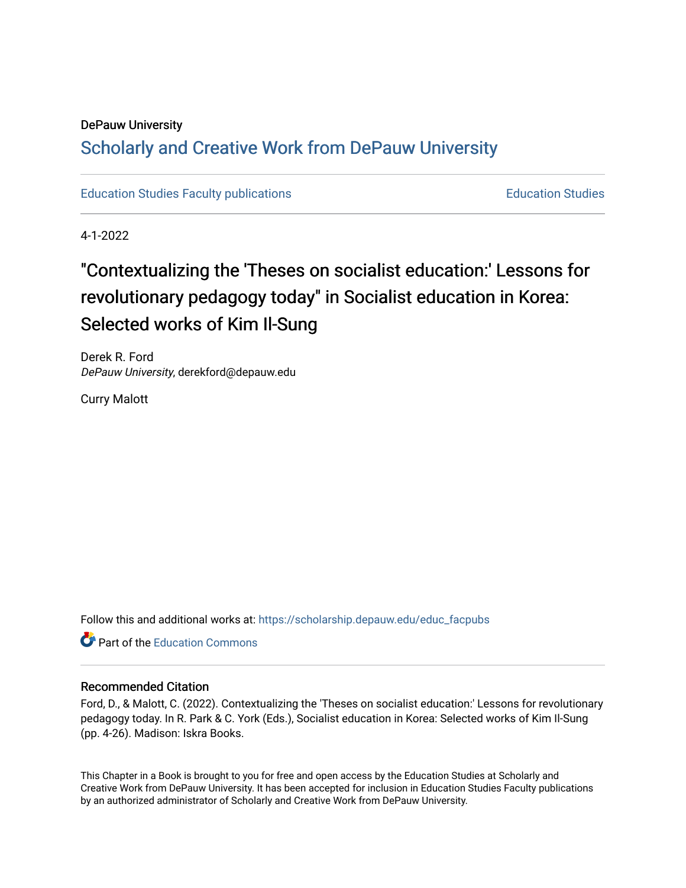DePauw University

## Scholarly and Creative Work from DePauw University

Education Studies Faculty publications | Education Studies

4-1-2022

# "Contextualizing the 'Theses on socialist education:' Lessons for revolutionary pedagogy today" in Socialist education in Korea: Selected works of Kim Il-Sung

Derek R. Ford
*DePauw University*, derekford@depauw.edu

Curry Malott

Follow this and additional works at: https://scholarship.depauw.edu/educ_facpubs

Part of the Education Commons

### Recommended Citation

Ford, D., & Malott, C. (2022). Contextualizing the 'Theses on socialist education:' Lessons for revolutionary pedagogy today. In R. Park & C. York (Eds.), Socialist education in Korea: Selected works of Kim Il-Sung (pp. 4-26). Madison: Iskra Books.

This Chapter in a Book is brought to you for free and open access by the Education Studies at Scholarly and Creative Work from DePauw University. It has been accepted for inclusion in Education Studies Faculty publications by an authorized administrator of Scholarly and Creative Work from DePauw University.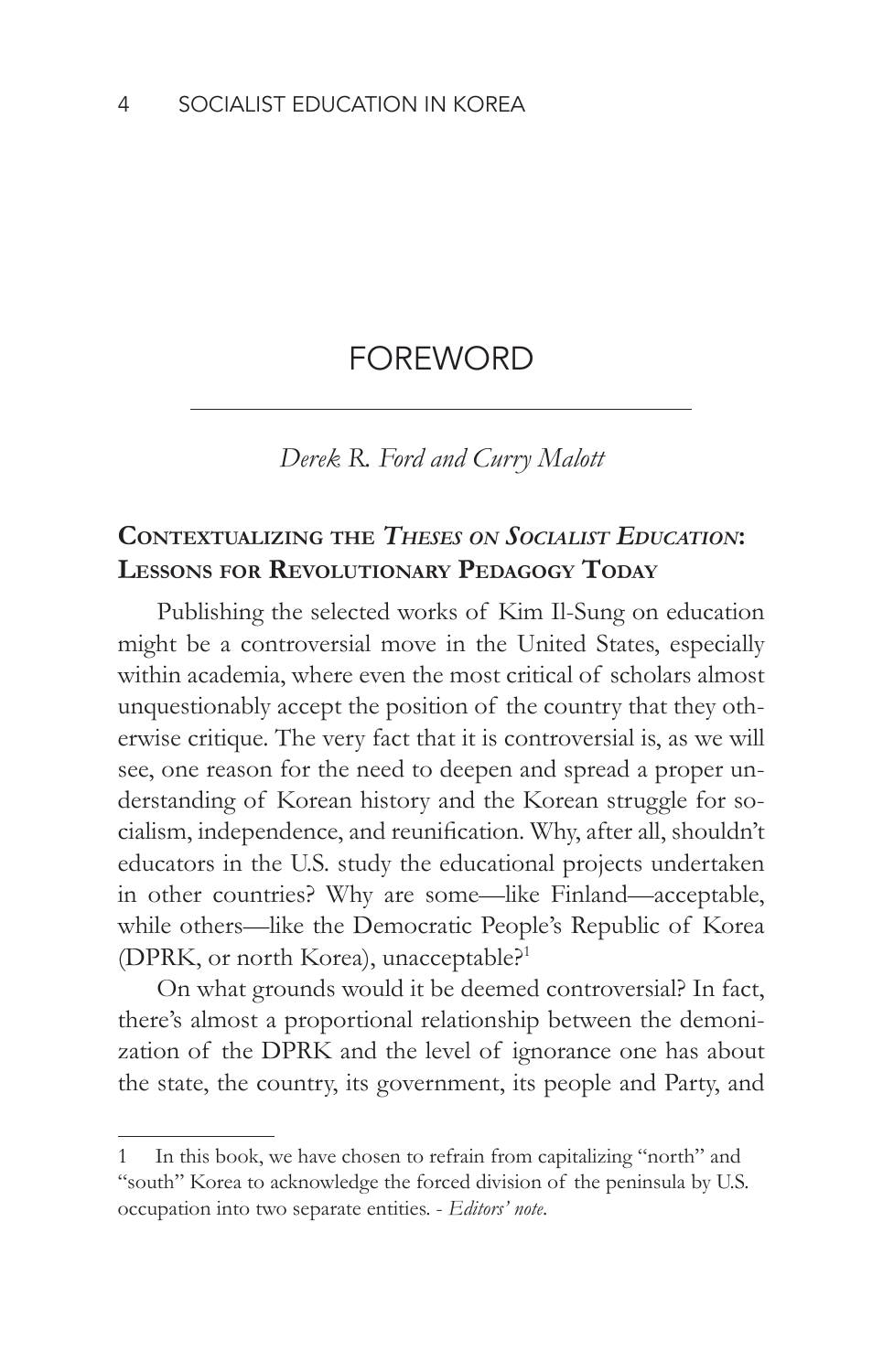# FOREWORD

*Derek R. Ford and Curry Malott*

## Contextualizing the *Theses on Socialist Education*: Lessons for Revolutionary Pedagogy Today

Publishing the selected works of Kim Il-Sung on education might be a controversial move in the United States, especially within academia, where even the most critical of scholars almost unquestionably accept the position of the country that they otherwise critique. The very fact that it is controversial is, as we will see, one reason for the need to deepen and spread a proper understanding of Korean history and the Korean struggle for socialism, independence, and reunification. Why, after all, shouldn't educators in the U.S. study the educational projects undertaken in other countries? Why are some—like Finland—acceptable, while others—like the Democratic People's Republic of Korea (DPRK, or north Korea), unacceptable?[1]

On what grounds would it be deemed controversial? In fact, there's almost a proportional relationship between the demonization of the DPRK and the level of ignorance one has about the state, the country, its government, its people and Party, and

---

1 In this book, we have chosen to refrain from capitalizing "north" and "south" Korea to acknowledge the forced division of the peninsula by U.S. occupation into two separate entities. - *Editors' note.*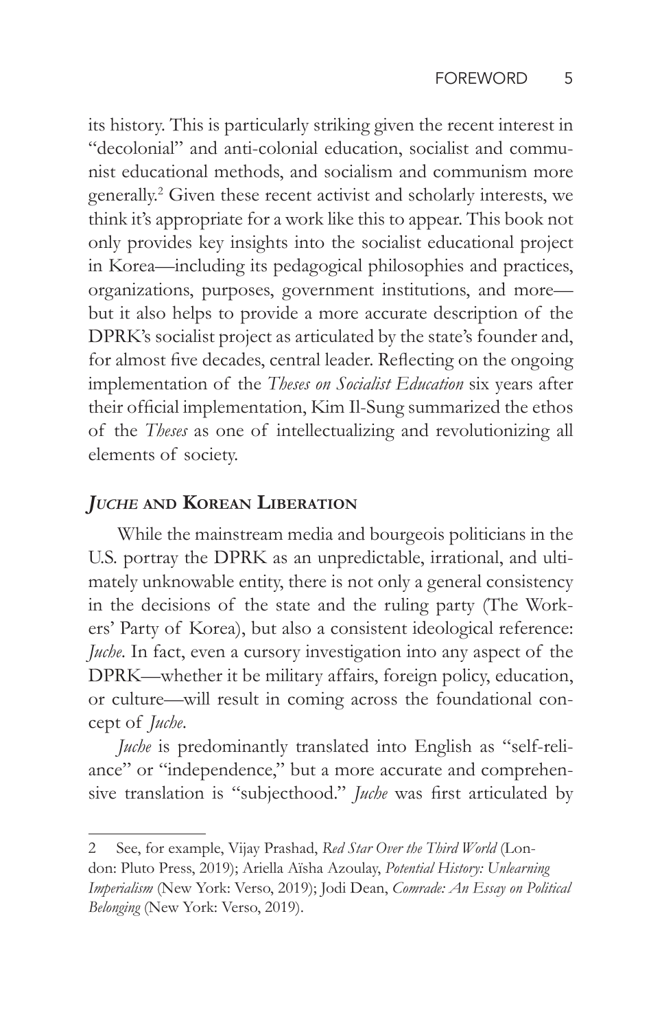its history. This is particularly striking given the recent interest in "decolonial" and anti-colonial education, socialist and communist educational methods, and socialism and communism more generally.[2] Given these recent activist and scholarly interests, we think it's appropriate for a work like this to appear. This book not only provides key insights into the socialist educational project in Korea—including its pedagogical philosophies and practices, organizations, purposes, government institutions, and more—but it also helps to provide a more accurate description of the DPRK's socialist project as articulated by the state's founder and, for almost five decades, central leader. Reflecting on the ongoing implementation of the *Theses on Socialist Education* six years after their official implementation, Kim Il-Sung summarized the ethos of the *Theses* as one of intellectualizing and revolutionizing all elements of society.

## *Juche* and Korean Liberation

While the mainstream media and bourgeois politicians in the U.S. portray the DPRK as an unpredictable, irrational, and ultimately unknowable entity, there is not only a general consistency in the decisions of the state and the ruling party (The Workers' Party of Korea), but also a consistent ideological reference: *Juche*. In fact, even a cursory investigation into any aspect of the DPRK—whether it be military affairs, foreign policy, education, or culture—will result in coming across the foundational concept of *Juche*.

*Juche* is predominantly translated into English as "self-reliance" or "independence," but a more accurate and comprehensive translation is "subjecthood." *Juche* was first articulated by

---

2 See, for example, Vijay Prashad, *Red Star Over the Third World* (London: Pluto Press, 2019); Ariella Aïsha Azoulay, *Potential History: Unlearning Imperialism* (New York: Verso, 2019); Jodi Dean, *Comrade: An Essay on Political Belonging* (New York: Verso, 2019).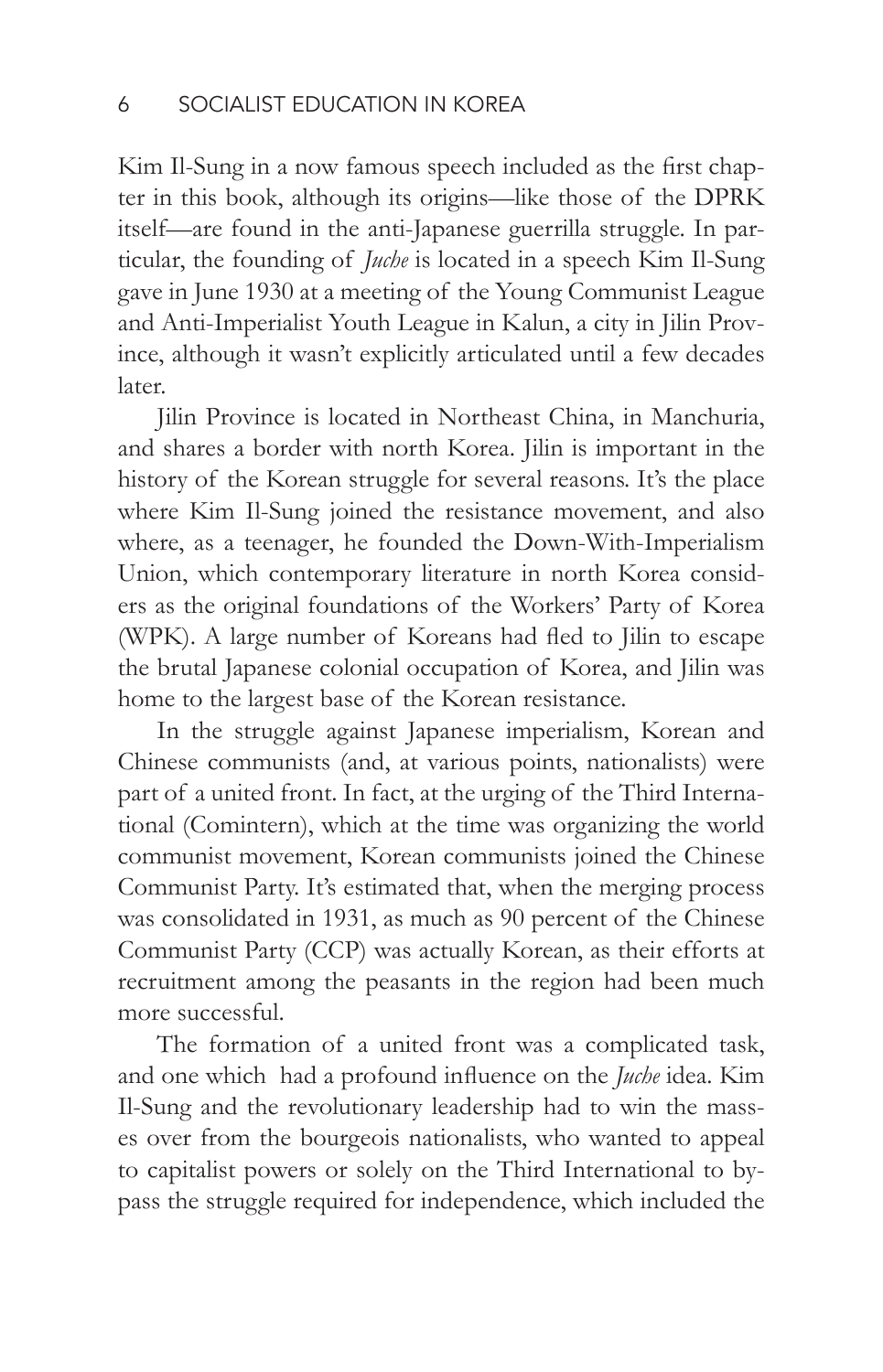Kim Il-Sung in a now famous speech included as the first chapter in this book, although its origins—like those of the DPRK itself—are found in the anti-Japanese guerrilla struggle. In particular, the founding of *Juche* is located in a speech Kim Il-Sung gave in June 1930 at a meeting of the Young Communist League and Anti-Imperialist Youth League in Kalun, a city in Jilin Province, although it wasn't explicitly articulated until a few decades later.

Jilin Province is located in Northeast China, in Manchuria, and shares a border with north Korea. Jilin is important in the history of the Korean struggle for several reasons. It's the place where Kim Il-Sung joined the resistance movement, and also where, as a teenager, he founded the Down-With-Imperialism Union, which contemporary literature in north Korea considers as the original foundations of the Workers' Party of Korea (WPK). A large number of Koreans had fled to Jilin to escape the brutal Japanese colonial occupation of Korea, and Jilin was home to the largest base of the Korean resistance.

In the struggle against Japanese imperialism, Korean and Chinese communists (and, at various points, nationalists) were part of a united front. In fact, at the urging of the Third International (Comintern), which at the time was organizing the world communist movement, Korean communists joined the Chinese Communist Party. It's estimated that, when the merging process was consolidated in 1931, as much as 90 percent of the Chinese Communist Party (CCP) was actually Korean, as their efforts at recruitment among the peasants in the region had been much more successful.

The formation of a united front was a complicated task, and one which had a profound influence on the *Juche* idea. Kim Il-Sung and the revolutionary leadership had to win the masses over from the bourgeois nationalists, who wanted to appeal to capitalist powers or solely on the Third International to bypass the struggle required for independence, which included the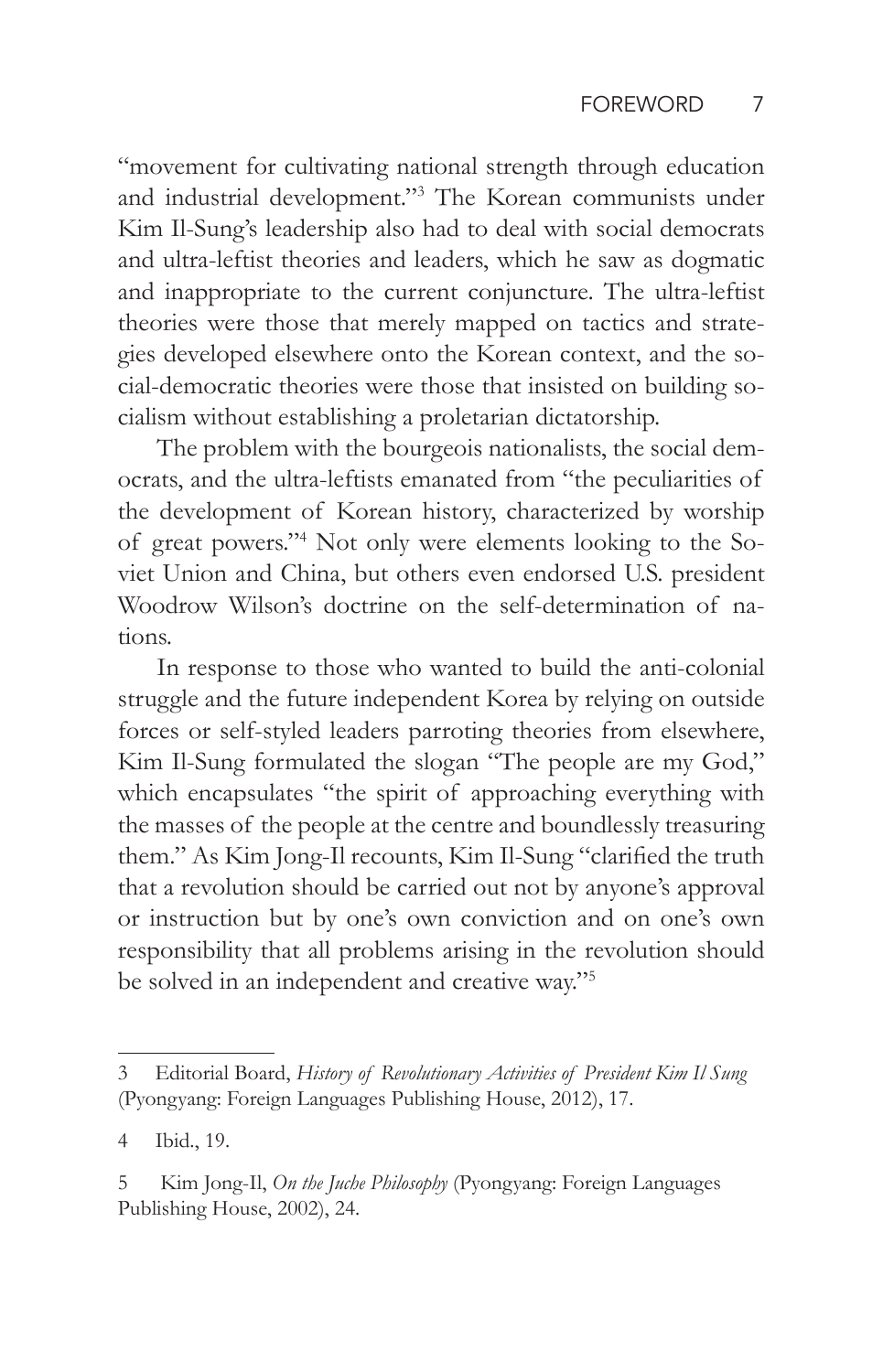"movement for cultivating national strength through education and industrial development."[3] The Korean communists under Kim Il-Sung's leadership also had to deal with social democrats and ultra-leftist theories and leaders, which he saw as dogmatic and inappropriate to the current conjuncture. The ultra-leftist theories were those that merely mapped on tactics and strategies developed elsewhere onto the Korean context, and the social-democratic theories were those that insisted on building socialism without establishing a proletarian dictatorship.

The problem with the bourgeois nationalists, the social democrats, and the ultra-leftists emanated from "the peculiarities of the development of Korean history, characterized by worship of great powers."[4] Not only were elements looking to the Soviet Union and China, but others even endorsed U.S. president Woodrow Wilson's doctrine on the self-determination of nations.

In response to those who wanted to build the anti-colonial struggle and the future independent Korea by relying on outside forces or self-styled leaders parroting theories from elsewhere, Kim Il-Sung formulated the slogan "The people are my God," which encapsulates "the spirit of approaching everything with the masses of the people at the centre and boundlessly treasuring them." As Kim Jong-Il recounts, Kim Il-Sung "clarified the truth that a revolution should be carried out not by anyone's approval or instruction but by one's own conviction and on one's own responsibility that all problems arising in the revolution should be solved in an independent and creative way."[5]

---

3 Editorial Board, *History of Revolutionary Activities of President Kim Il Sung* (Pyongyang: Foreign Languages Publishing House, 2012), 17.

4 Ibid., 19.

5 Kim Jong-Il, *On the Juche Philosophy* (Pyongyang: Foreign Languages Publishing House, 2002), 24.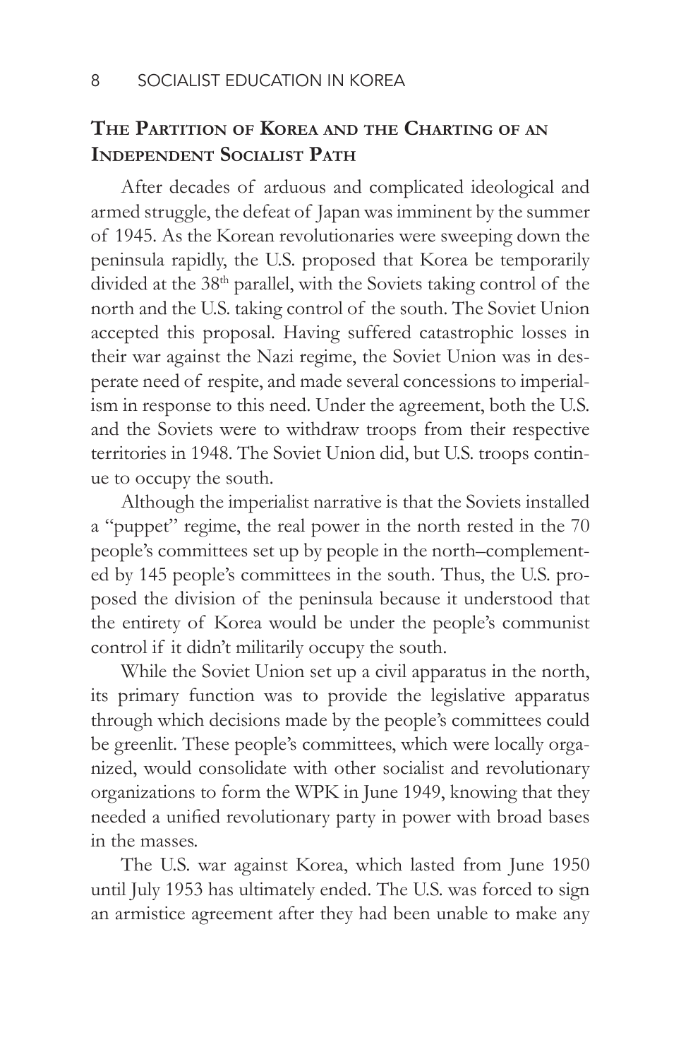## The Partition of Korea and the Charting of an Independent Socialist Path

After decades of arduous and complicated ideological and armed struggle, the defeat of Japan was imminent by the summer of 1945. As the Korean revolutionaries were sweeping down the peninsula rapidly, the U.S. proposed that Korea be temporarily divided at the 38th parallel, with the Soviets taking control of the north and the U.S. taking control of the south. The Soviet Union accepted this proposal. Having suffered catastrophic losses in their war against the Nazi regime, the Soviet Union was in desperate need of respite, and made several concessions to imperialism in response to this need. Under the agreement, both the U.S. and the Soviets were to withdraw troops from their respective territories in 1948. The Soviet Union did, but U.S. troops continue to occupy the south.

Although the imperialist narrative is that the Soviets installed a "puppet" regime, the real power in the north rested in the 70 people's committees set up by people in the north–complemented by 145 people's committees in the south. Thus, the U.S. proposed the division of the peninsula because it understood that the entirety of Korea would be under the people's communist control if it didn't militarily occupy the south.

While the Soviet Union set up a civil apparatus in the north, its primary function was to provide the legislative apparatus through which decisions made by the people's committees could be greenlit. These people's committees, which were locally organized, would consolidate with other socialist and revolutionary organizations to form the WPK in June 1949, knowing that they needed a unified revolutionary party in power with broad bases in the masses.

The U.S. war against Korea, which lasted from June 1950 until July 1953 has ultimately ended. The U.S. was forced to sign an armistice agreement after they had been unable to make any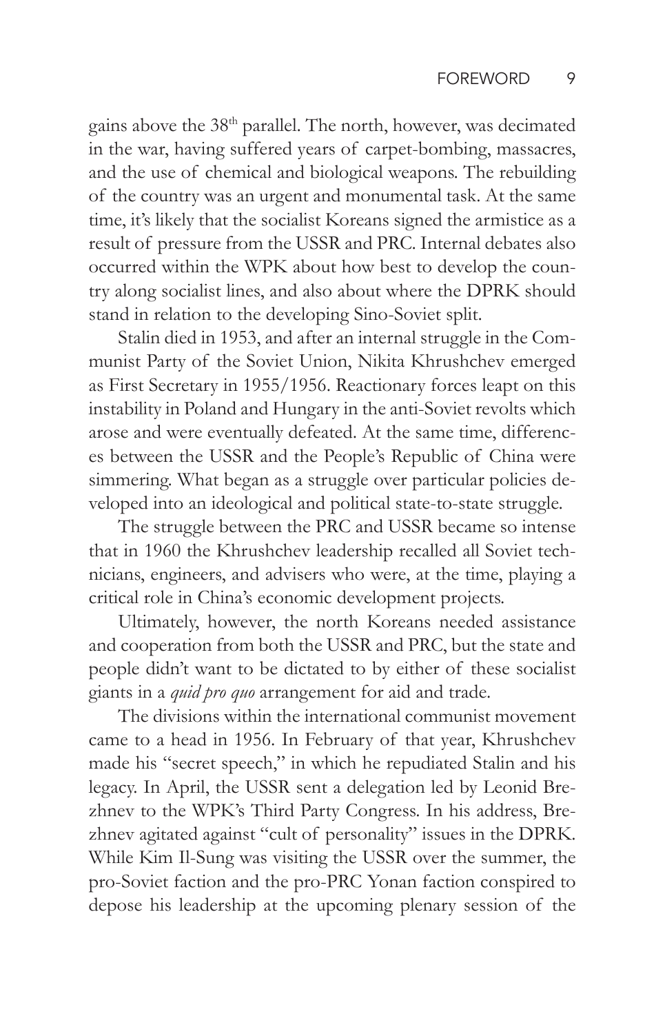gains above the 38th parallel. The north, however, was decimated in the war, having suffered years of carpet-bombing, massacres, and the use of chemical and biological weapons. The rebuilding of the country was an urgent and monumental task. At the same time, it's likely that the socialist Koreans signed the armistice as a result of pressure from the USSR and PRC. Internal debates also occurred within the WPK about how best to develop the country along socialist lines, and also about where the DPRK should stand in relation to the developing Sino-Soviet split.

Stalin died in 1953, and after an internal struggle in the Communist Party of the Soviet Union, Nikita Khrushchev emerged as First Secretary in 1955/1956. Reactionary forces leapt on this instability in Poland and Hungary in the anti-Soviet revolts which arose and were eventually defeated. At the same time, differences between the USSR and the People's Republic of China were simmering. What began as a struggle over particular policies developed into an ideological and political state-to-state struggle.

The struggle between the PRC and USSR became so intense that in 1960 the Khrushchev leadership recalled all Soviet technicians, engineers, and advisers who were, at the time, playing a critical role in China's economic development projects.

Ultimately, however, the north Koreans needed assistance and cooperation from both the USSR and PRC, but the state and people didn't want to be dictated to by either of these socialist giants in a *quid pro quo* arrangement for aid and trade.

The divisions within the international communist movement came to a head in 1956. In February of that year, Khrushchev made his "secret speech," in which he repudiated Stalin and his legacy. In April, the USSR sent a delegation led by Leonid Brezhnev to the WPK's Third Party Congress. In his address, Brezhnev agitated against "cult of personality" issues in the DPRK. While Kim Il-Sung was visiting the USSR over the summer, the pro-Soviet faction and the pro-PRC Yonan faction conspired to depose his leadership at the upcoming plenary session of the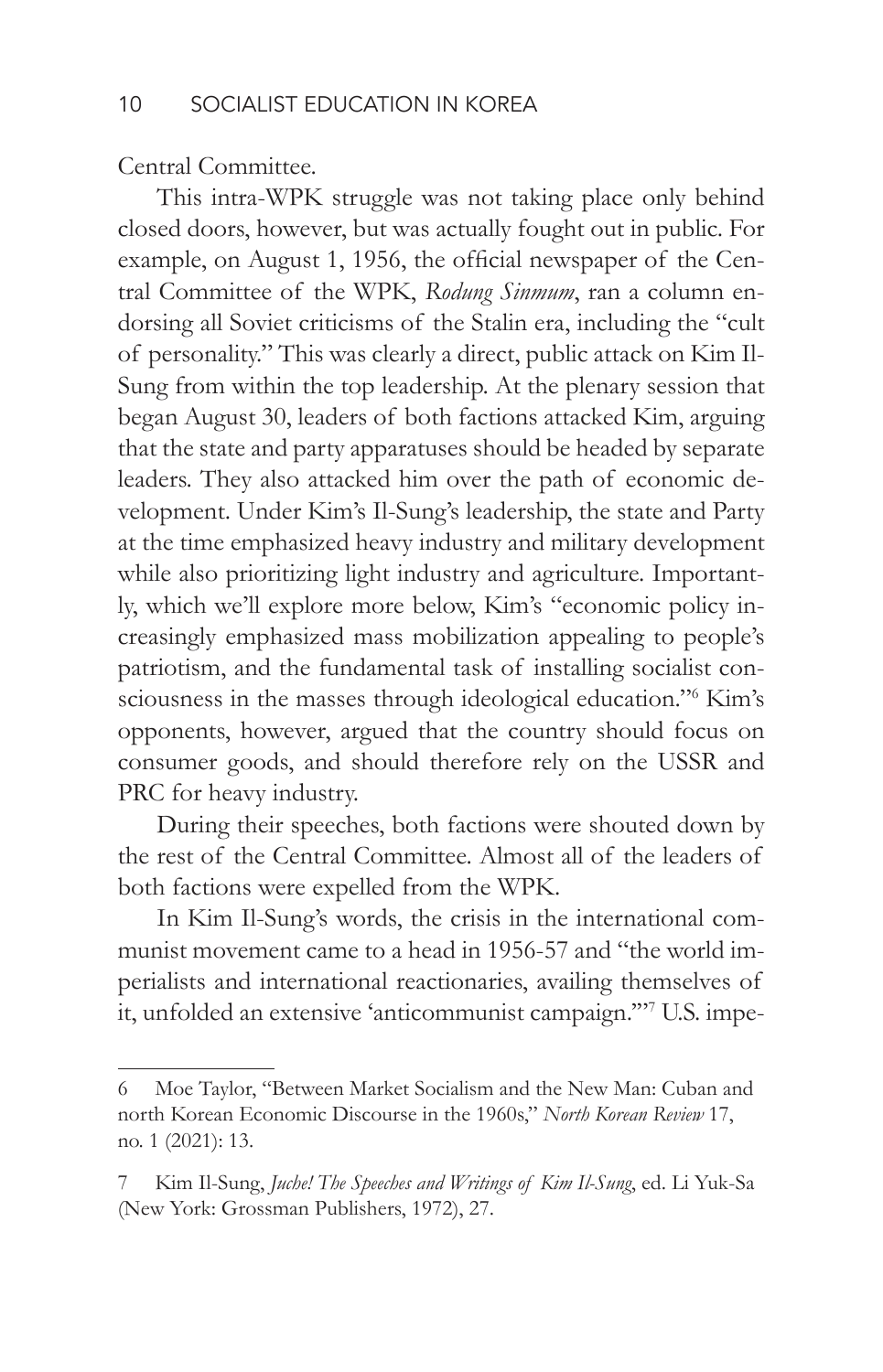Central Committee.

This intra-WPK struggle was not taking place only behind closed doors, however, but was actually fought out in public. For example, on August 1, 1956, the official newspaper of the Central Committee of the WPK, *Rodung Sinmum*, ran a column endorsing all Soviet criticisms of the Stalin era, including the "cult of personality." This was clearly a direct, public attack on Kim Il-Sung from within the top leadership. At the plenary session that began August 30, leaders of both factions attacked Kim, arguing that the state and party apparatuses should be headed by separate leaders. They also attacked him over the path of economic development. Under Kim's Il-Sung's leadership, the state and Party at the time emphasized heavy industry and military development while also prioritizing light industry and agriculture. Importantly, which we'll explore more below, Kim's "economic policy increasingly emphasized mass mobilization appealing to people's patriotism, and the fundamental task of installing socialist consciousness in the masses through ideological education."[6] Kim's opponents, however, argued that the country should focus on consumer goods, and should therefore rely on the USSR and PRC for heavy industry.

During their speeches, both factions were shouted down by the rest of the Central Committee. Almost all of the leaders of both factions were expelled from the WPK.

In Kim Il-Sung's words, the crisis in the international communist movement came to a head in 1956-57 and "the world imperialists and international reactionaries, availing themselves of it, unfolded an extensive 'anticommunist campaign.'"[7] U.S. impe-

---

6 Moe Taylor, "Between Market Socialism and the New Man: Cuban and north Korean Economic Discourse in the 1960s," *North Korean Review* 17, no. 1 (2021): 13.

7 Kim Il-Sung, *Juche! The Speeches and Writings of Kim Il-Sung*, ed. Li Yuk-Sa (New York: Grossman Publishers, 1972), 27.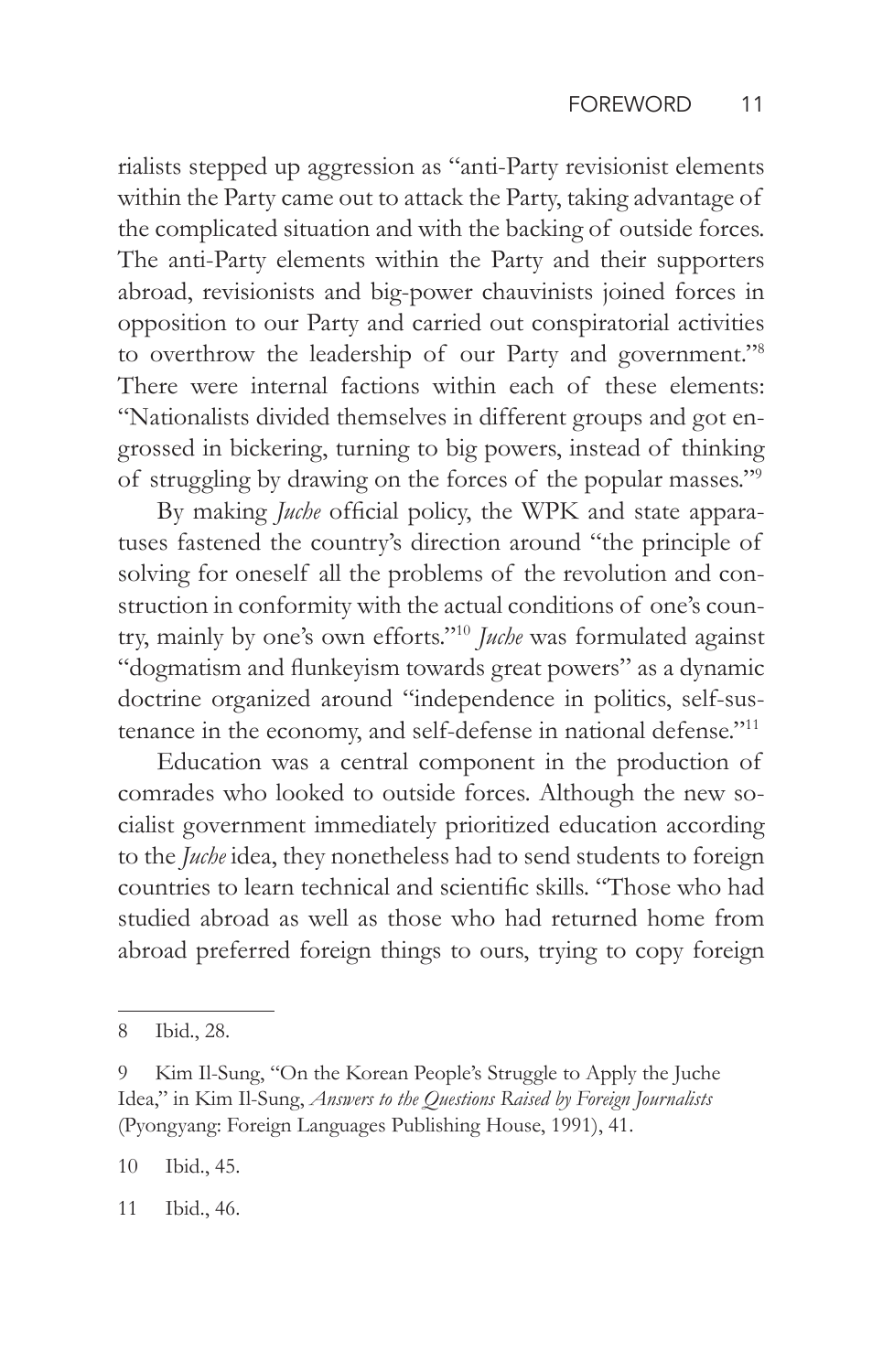rialists stepped up aggression as "anti-Party revisionist elements within the Party came out to attack the Party, taking advantage of the complicated situation and with the backing of outside forces. The anti-Party elements within the Party and their supporters abroad, revisionists and big-power chauvinists joined forces in opposition to our Party and carried out conspiratorial activities to overthrow the leadership of our Party and government."[8] There were internal factions within each of these elements: "Nationalists divided themselves in different groups and got engrossed in bickering, turning to big powers, instead of thinking of struggling by drawing on the forces of the popular masses."[9]

By making *Juche* official policy, the WPK and state apparatuses fastened the country's direction around "the principle of solving for oneself all the problems of the revolution and construction in conformity with the actual conditions of one's country, mainly by one's own efforts."[10] *Juche* was formulated against "dogmatism and flunkeyism towards great powers" as a dynamic doctrine organized around "independence in politics, self-sustenance in the economy, and self-defense in national defense."[11]

Education was a central component in the production of comrades who looked to outside forces. Although the new socialist government immediately prioritized education according to the *Juche* idea, they nonetheless had to send students to foreign countries to learn technical and scientific skills. "Those who had studied abroad as well as those who had returned home from abroad preferred foreign things to ours, trying to copy foreign

---

8 Ibid., 28.

9 Kim Il-Sung, "On the Korean People's Struggle to Apply the Juche Idea," in Kim Il-Sung, *Answers to the Questions Raised by Foreign Journalists* (Pyongyang: Foreign Languages Publishing House, 1991), 41.

10 Ibid., 45.

11 Ibid., 46.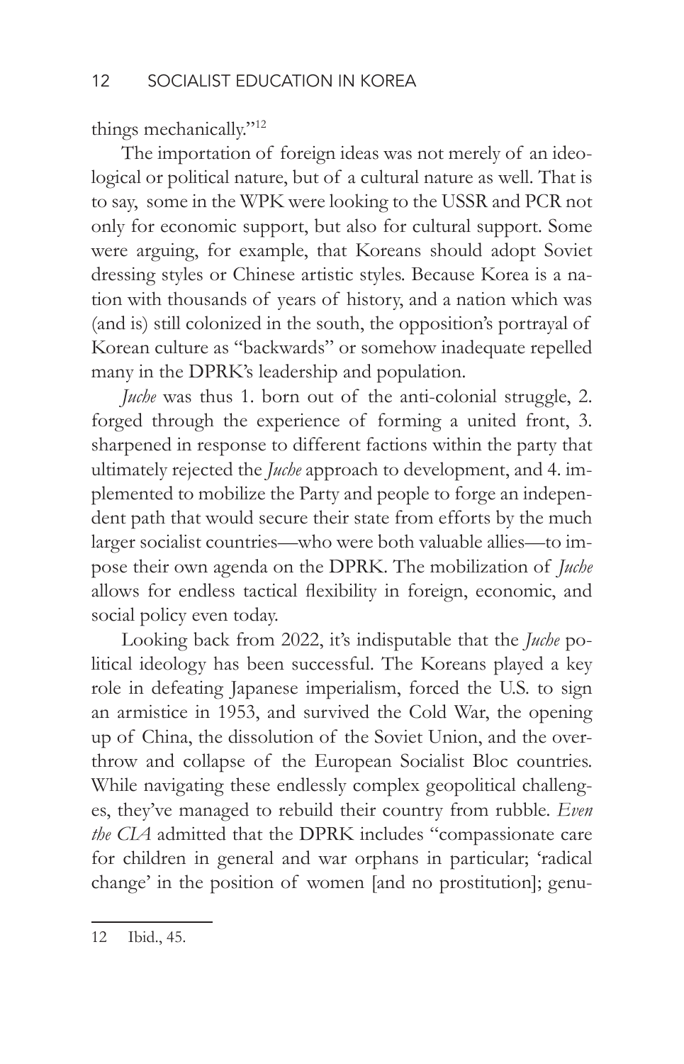things mechanically."[12]

The importation of foreign ideas was not merely of an ideological or political nature, but of a cultural nature as well. That is to say, some in the WPK were looking to the USSR and PCR not only for economic support, but also for cultural support. Some were arguing, for example, that Koreans should adopt Soviet dressing styles or Chinese artistic styles. Because Korea is a nation with thousands of years of history, and a nation which was (and is) still colonized in the south, the opposition's portrayal of Korean culture as "backwards" or somehow inadequate repelled many in the DPRK's leadership and population.

*Juche* was thus 1. born out of the anti-colonial struggle, 2. forged through the experience of forming a united front, 3. sharpened in response to different factions within the party that ultimately rejected the *Juche* approach to development, and 4. implemented to mobilize the Party and people to forge an independent path that would secure their state from efforts by the much larger socialist countries—who were both valuable allies—to impose their own agenda on the DPRK. The mobilization of *Juche* allows for endless tactical flexibility in foreign, economic, and social policy even today.

Looking back from 2022, it's indisputable that the *Juche* political ideology has been successful. The Koreans played a key role in defeating Japanese imperialism, forced the U.S. to sign an armistice in 1953, and survived the Cold War, the opening up of China, the dissolution of the Soviet Union, and the overthrow and collapse of the European Socialist Bloc countries. While navigating these endlessly complex geopolitical challenges, they've managed to rebuild their country from rubble. *Even the CIA* admitted that the DPRK includes "compassionate care for children in general and war orphans in particular; 'radical change' in the position of women [and no prostitution]; genu-

12 Ibid., 45.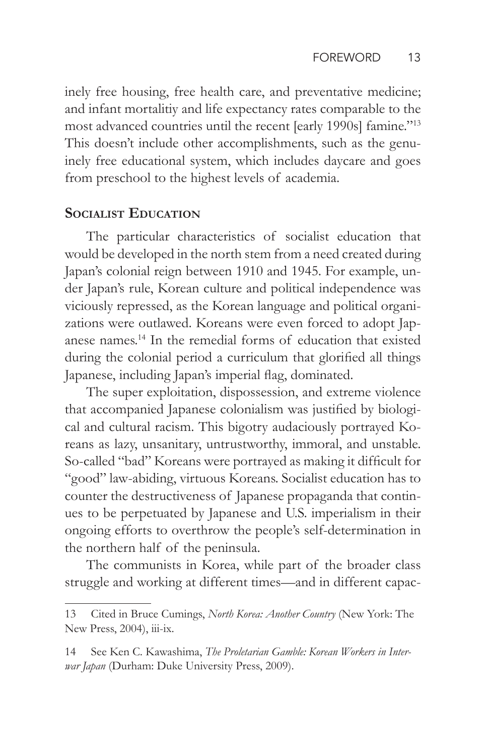inely free housing, free health care, and preventative medicine; and infant mortalitiy and life expectancy rates comparable to the most advanced countries until the recent [early 1990s] famine."[13] This doesn't include other accomplishments, such as the genuinely free educational system, which includes daycare and goes from preschool to the highest levels of academia.

## Socialist Education

The particular characteristics of socialist education that would be developed in the north stem from a need created during Japan's colonial reign between 1910 and 1945. For example, under Japan's rule, Korean culture and political independence was viciously repressed, as the Korean language and political organizations were outlawed. Koreans were even forced to adopt Japanese names.[14] In the remedial forms of education that existed during the colonial period a curriculum that glorified all things Japanese, including Japan's imperial flag, dominated.

The super exploitation, dispossession, and extreme violence that accompanied Japanese colonialism was justified by biological and cultural racism. This bigotry audaciously portrayed Koreans as lazy, unsanitary, untrustworthy, immoral, and unstable. So-called "bad" Koreans were portrayed as making it difficult for "good" law-abiding, virtuous Koreans. Socialist education has to counter the destructiveness of Japanese propaganda that continues to be perpetuated by Japanese and U.S. imperialism in their ongoing efforts to overthrow the people's self-determination in the northern half of the peninsula.

The communists in Korea, while part of the broader class struggle and working at different times—and in different capac-

---

13 Cited in Bruce Cumings, *North Korea: Another Country* (New York: The New Press, 2004), iii-ix.

14 See Ken C. Kawashima, *The Proletarian Gamble: Korean Workers in Interwar Japan* (Durham: Duke University Press, 2009).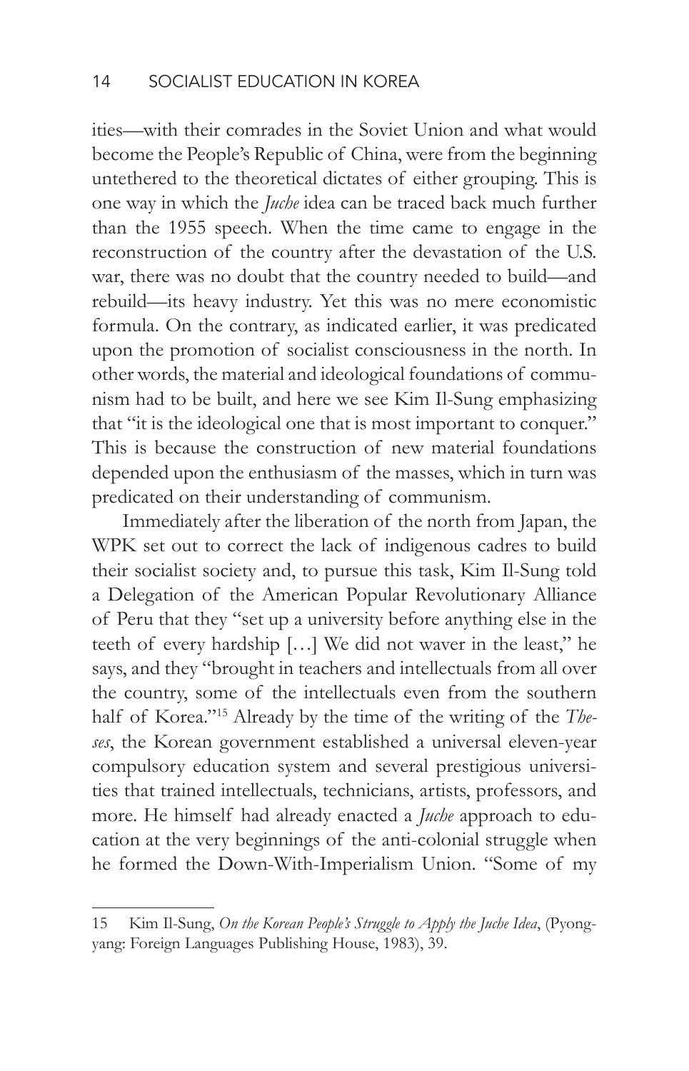ities—with their comrades in the Soviet Union and what would become the People's Republic of China, were from the beginning untethered to the theoretical dictates of either grouping. This is one way in which the *Juche* idea can be traced back much further than the 1955 speech. When the time came to engage in the reconstruction of the country after the devastation of the U.S. war, there was no doubt that the country needed to build—and rebuild—its heavy industry. Yet this was no mere economistic formula. On the contrary, as indicated earlier, it was predicated upon the promotion of socialist consciousness in the north. In other words, the material and ideological foundations of communism had to be built, and here we see Kim Il-Sung emphasizing that "it is the ideological one that is most important to conquer." This is because the construction of new material foundations depended upon the enthusiasm of the masses, which in turn was predicated on their understanding of communism.

Immediately after the liberation of the north from Japan, the WPK set out to correct the lack of indigenous cadres to build their socialist society and, to pursue this task, Kim Il-Sung told a Delegation of the American Popular Revolutionary Alliance of Peru that they "set up a university before anything else in the teeth of every hardship […] We did not waver in the least," he says, and they "brought in teachers and intellectuals from all over the country, some of the intellectuals even from the southern half of Korea."[15] Already by the time of the writing of the *Theses*, the Korean government established a universal eleven-year compulsory education system and several prestigious universities that trained intellectuals, technicians, artists, professors, and more. He himself had already enacted a *Juche* approach to education at the very beginnings of the anti-colonial struggle when he formed the Down-With-Imperialism Union. "Some of my

---

15 Kim Il-Sung, *On the Korean People's Struggle to Apply the Juche Idea*, (Pyongyang: Foreign Languages Publishing House, 1983), 39.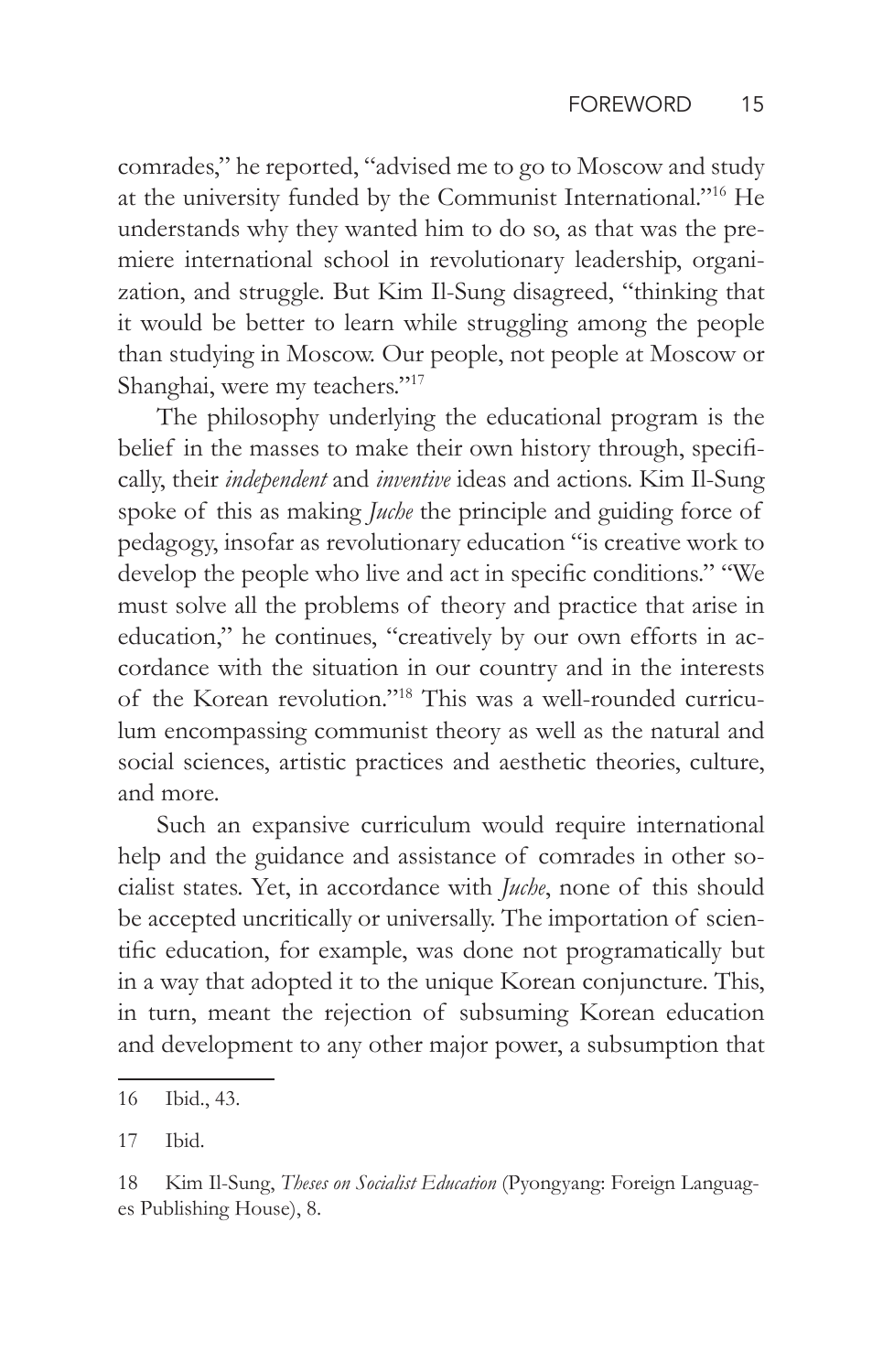comrades," he reported, "advised me to go to Moscow and study at the university funded by the Communist International."[16] He understands why they wanted him to do so, as that was the premiere international school in revolutionary leadership, organization, and struggle. But Kim Il-Sung disagreed, "thinking that it would be better to learn while struggling among the people than studying in Moscow. Our people, not people at Moscow or Shanghai, were my teachers."[17]

The philosophy underlying the educational program is the belief in the masses to make their own history through, specifically, their *independent* and *inventive* ideas and actions. Kim Il-Sung spoke of this as making *Juche* the principle and guiding force of pedagogy, insofar as revolutionary education "is creative work to develop the people who live and act in specific conditions." "We must solve all the problems of theory and practice that arise in education," he continues, "creatively by our own efforts in accordance with the situation in our country and in the interests of the Korean revolution."[18] This was a well-rounded curriculum encompassing communist theory as well as the natural and social sciences, artistic practices and aesthetic theories, culture, and more.

Such an expansive curriculum would require international help and the guidance and assistance of comrades in other socialist states. Yet, in accordance with *Juche*, none of this should be accepted uncritically or universally. The importation of scientific education, for example, was done not programatically but in a way that adopted it to the unique Korean conjuncture. This, in turn, meant the rejection of subsuming Korean education and development to any other major power, a subsumption that

---

16 Ibid., 43.

17 Ibid.

18 Kim Il-Sung, *Theses on Socialist Education* (Pyongyang: Foreign Languages Publishing House), 8.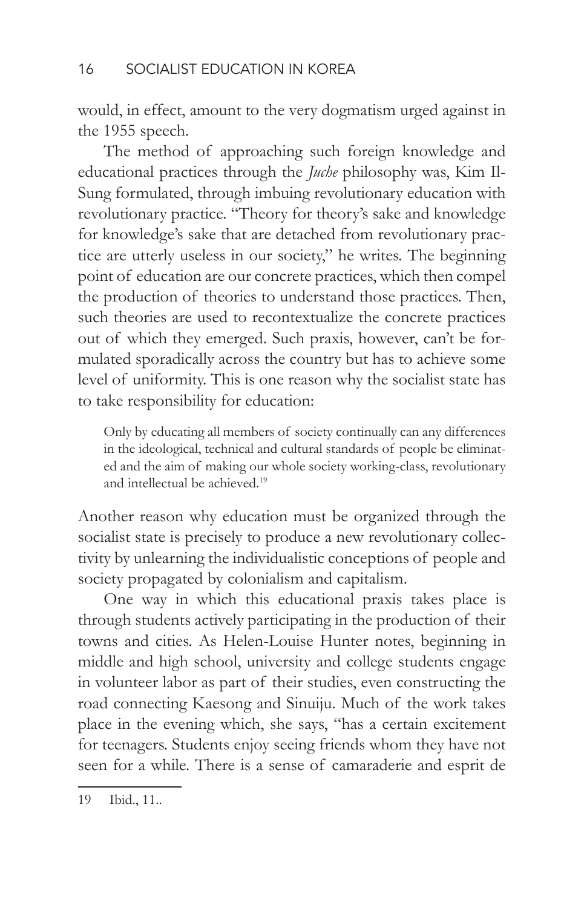would, in effect, amount to the very dogmatism urged against in the 1955 speech.

The method of approaching such foreign knowledge and educational practices through the *Juche* philosophy was, Kim Il-Sung formulated, through imbuing revolutionary education with revolutionary practice. "Theory for theory's sake and knowledge for knowledge's sake that are detached from revolutionary practice are utterly useless in our society," he writes. The beginning point of education are our concrete practices, which then compel the production of theories to understand those practices. Then, such theories are used to recontextualize the concrete practices out of which they emerged. Such praxis, however, can't be formulated sporadically across the country but has to achieve some level of uniformity. This is one reason why the socialist state has to take responsibility for education:

> Only by educating all members of society continually can any differences in the ideological, technical and cultural standards of people be eliminated and the aim of making our whole society working-class, revolutionary and intellectual be achieved.[19]

Another reason why education must be organized through the socialist state is precisely to produce a new revolutionary collectivity by unlearning the individualistic conceptions of people and society propagated by colonialism and capitalism.

One way in which this educational praxis takes place is through students actively participating in the production of their towns and cities. As Helen-Louise Hunter notes, beginning in middle and high school, university and college students engage in volunteer labor as part of their studies, even constructing the road connecting Kaesong and Sinuiju. Much of the work takes place in the evening which, she says, "has a certain excitement for teenagers. Students enjoy seeing friends whom they have not seen for a while. There is a sense of camaraderie and esprit de

---

19 Ibid., 11..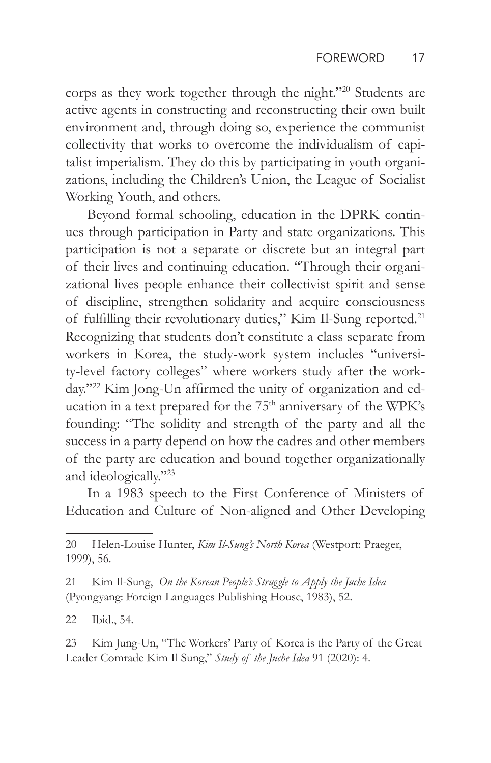corps as they work together through the night."[20] Students are active agents in constructing and reconstructing their own built environment and, through doing so, experience the communist collectivity that works to overcome the individualism of capitalist imperialism. They do this by participating in youth organizations, including the Children's Union, the League of Socialist Working Youth, and others.

Beyond formal schooling, education in the DPRK continues through participation in Party and state organizations. This participation is not a separate or discrete but an integral part of their lives and continuing education. "Through their organizational lives people enhance their collectivist spirit and sense of discipline, strengthen solidarity and acquire consciousness of fulfilling their revolutionary duties," Kim Il-Sung reported.[21] Recognizing that students don't constitute a class separate from workers in Korea, the study-work system includes "university-level factory colleges" where workers study after the workday."[22] Kim Jong-Un affirmed the unity of organization and education in a text prepared for the 75th anniversary of the WPK's founding: "The solidity and strength of the party and all the success in a party depend on how the cadres and other members of the party are education and bound together organizationally and ideologically."[23]

In a 1983 speech to the First Conference of Ministers of Education and Culture of Non-aligned and Other Developing

---

20 Helen-Louise Hunter, *Kim Il-Sung's North Korea* (Westport: Praeger, 1999), 56.

21 Kim Il-Sung, *On the Korean People's Struggle to Apply the Juche Idea* (Pyongyang: Foreign Languages Publishing House, 1983), 52.

22 Ibid., 54.

23 Kim Jung-Un, "The Workers' Party of Korea is the Party of the Great Leader Comrade Kim Il Sung," *Study of the Juche Idea* 91 (2020): 4.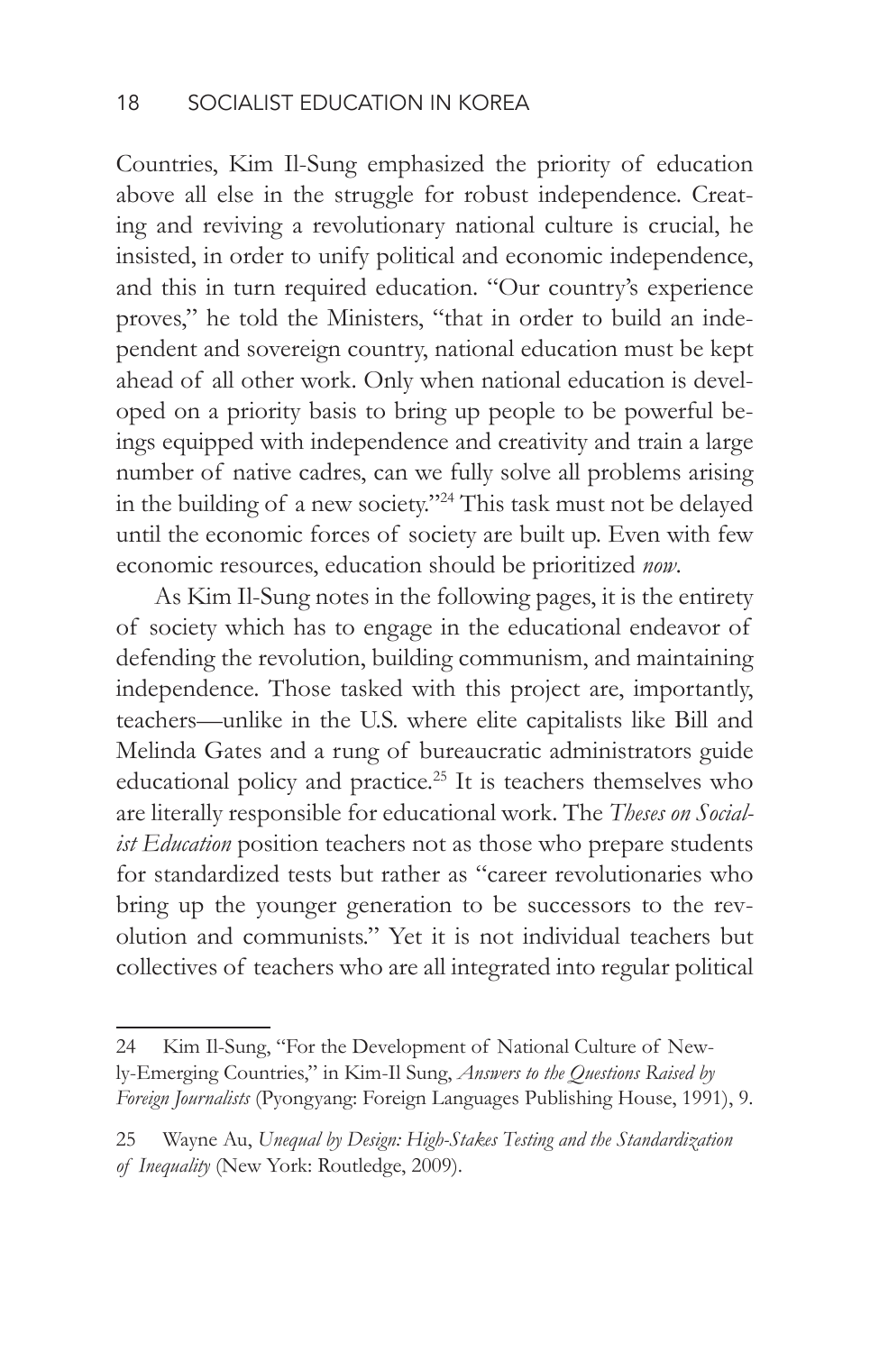Countries, Kim Il-Sung emphasized the priority of education above all else in the struggle for robust independence. Creating and reviving a revolutionary national culture is crucial, he insisted, in order to unify political and economic independence, and this in turn required education. "Our country's experience proves," he told the Ministers, "that in order to build an independent and sovereign country, national education must be kept ahead of all other work. Only when national education is developed on a priority basis to bring up people to be powerful beings equipped with independence and creativity and train a large number of native cadres, can we fully solve all problems arising in the building of a new society."[24] This task must not be delayed until the economic forces of society are built up. Even with few economic resources, education should be prioritized *now*.

As Kim Il-Sung notes in the following pages, it is the entirety of society which has to engage in the educational endeavor of defending the revolution, building communism, and maintaining independence. Those tasked with this project are, importantly, teachers—unlike in the U.S. where elite capitalists like Bill and Melinda Gates and a rung of bureaucratic administrators guide educational policy and practice.[25] It is teachers themselves who are literally responsible for educational work. The *Theses on Socialist Education* position teachers not as those who prepare students for standardized tests but rather as "career revolutionaries who bring up the younger generation to be successors to the revolution and communists." Yet it is not individual teachers but collectives of teachers who are all integrated into regular political

---

24 Kim Il-Sung, "For the Development of National Culture of Newly-Emerging Countries," in Kim-Il Sung, *Answers to the Questions Raised by Foreign Journalists* (Pyongyang: Foreign Languages Publishing House, 1991), 9.

25 Wayne Au, *Unequal by Design: High-Stakes Testing and the Standardization of Inequality* (New York: Routledge, 2009).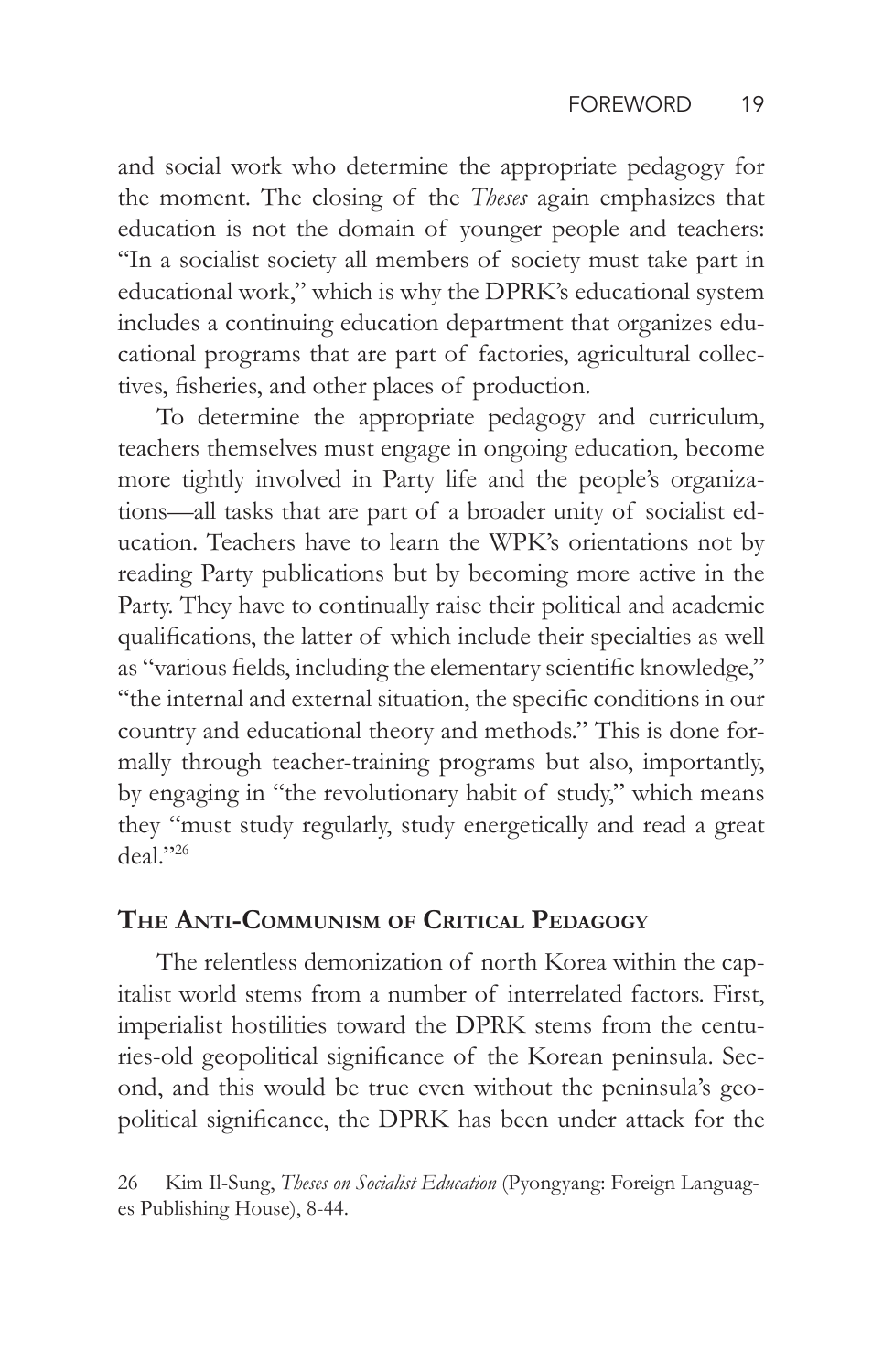and social work who determine the appropriate pedagogy for the moment. The closing of the *Theses* again emphasizes that education is not the domain of younger people and teachers: "In a socialist society all members of society must take part in educational work," which is why the DPRK's educational system includes a continuing education department that organizes educational programs that are part of factories, agricultural collectives, fisheries, and other places of production.

To determine the appropriate pedagogy and curriculum, teachers themselves must engage in ongoing education, become more tightly involved in Party life and the people's organizations—all tasks that are part of a broader unity of socialist education. Teachers have to learn the WPK's orientations not by reading Party publications but by becoming more active in the Party. They have to continually raise their political and academic qualifications, the latter of which include their specialties as well as "various fields, including the elementary scientific knowledge," "the internal and external situation, the specific conditions in our country and educational theory and methods." This is done formally through teacher-training programs but also, importantly, by engaging in "the revolutionary habit of study," which means they "must study regularly, study energetically and read a great deal."[26]

## The Anti-Communism of Critical Pedagogy

The relentless demonization of north Korea within the capitalist world stems from a number of interrelated factors. First, imperialist hostilities toward the DPRK stems from the centuries-old geopolitical significance of the Korean peninsula. Second, and this would be true even without the peninsula's geopolitical significance, the DPRK has been under attack for the

---

26 Kim Il-Sung, *Theses on Socialist Education* (Pyongyang: Foreign Languages Publishing House), 8-44.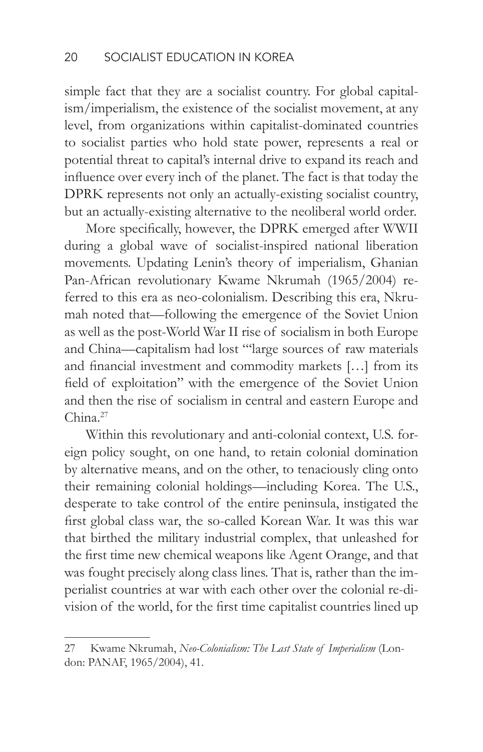simple fact that they are a socialist country. For global capitalism/imperialism, the existence of the socialist movement, at any level, from organizations within capitalist-dominated countries to socialist parties who hold state power, represents a real or potential threat to capital's internal drive to expand its reach and influence over every inch of the planet. The fact is that today the DPRK represents not only an actually-existing socialist country, but an actually-existing alternative to the neoliberal world order.

More specifically, however, the DPRK emerged after WWII during a global wave of socialist-inspired national liberation movements. Updating Lenin's theory of imperialism, Ghanian Pan-African revolutionary Kwame Nkrumah (1965/2004) referred to this era as neo-colonialism. Describing this era, Nkrumah noted that—following the emergence of the Soviet Union as well as the post-World War II rise of socialism in both Europe and China—capitalism had lost "'large sources of raw materials and financial investment and commodity markets […] from its field of exploitation" with the emergence of the Soviet Union and then the rise of socialism in central and eastern Europe and China.[27]

Within this revolutionary and anti-colonial context, U.S. foreign policy sought, on one hand, to retain colonial domination by alternative means, and on the other, to tenaciously cling onto their remaining colonial holdings—including Korea. The U.S., desperate to take control of the entire peninsula, instigated the first global class war, the so-called Korean War. It was this war that birthed the military industrial complex, that unleashed for the first time new chemical weapons like Agent Orange, and that was fought precisely along class lines. That is, rather than the imperialist countries at war with each other over the colonial re-division of the world, for the first time capitalist countries lined up

---

27 Kwame Nkrumah, *Neo-Colonialism: The Last State of Imperialism* (London: PANAF, 1965/2004), 41.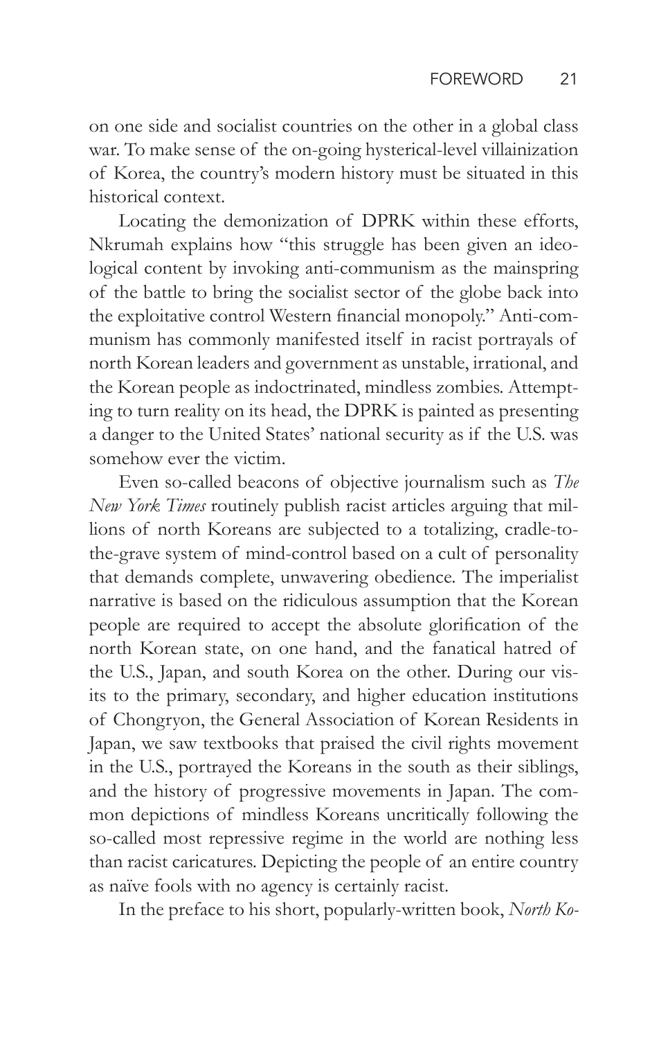on one side and socialist countries on the other in a global class war. To make sense of the on-going hysterical-level villainization of Korea, the country's modern history must be situated in this historical context.

Locating the demonization of DPRK within these efforts, Nkrumah explains how "this struggle has been given an ideological content by invoking anti-communism as the mainspring of the battle to bring the socialist sector of the globe back into the exploitative control Western financial monopoly." Anti-communism has commonly manifested itself in racist portrayals of north Korean leaders and government as unstable, irrational, and the Korean people as indoctrinated, mindless zombies. Attempting to turn reality on its head, the DPRK is painted as presenting a danger to the United States' national security as if the U.S. was somehow ever the victim.

Even so-called beacons of objective journalism such as *The New York Times* routinely publish racist articles arguing that millions of north Koreans are subjected to a totalizing, cradle-to-the-grave system of mind-control based on a cult of personality that demands complete, unwavering obedience. The imperialist narrative is based on the ridiculous assumption that the Korean people are required to accept the absolute glorification of the north Korean state, on one hand, and the fanatical hatred of the U.S., Japan, and south Korea on the other. During our visits to the primary, secondary, and higher education institutions of Chongryon, the General Association of Korean Residents in Japan, we saw textbooks that praised the civil rights movement in the U.S., portrayed the Koreans in the south as their siblings, and the history of progressive movements in Japan. The common depictions of mindless Koreans uncritically following the so-called most repressive regime in the world are nothing less than racist caricatures. Depicting the people of an entire country as naïve fools with no agency is certainly racist.

In the preface to his short, popularly-written book, *North Ko-*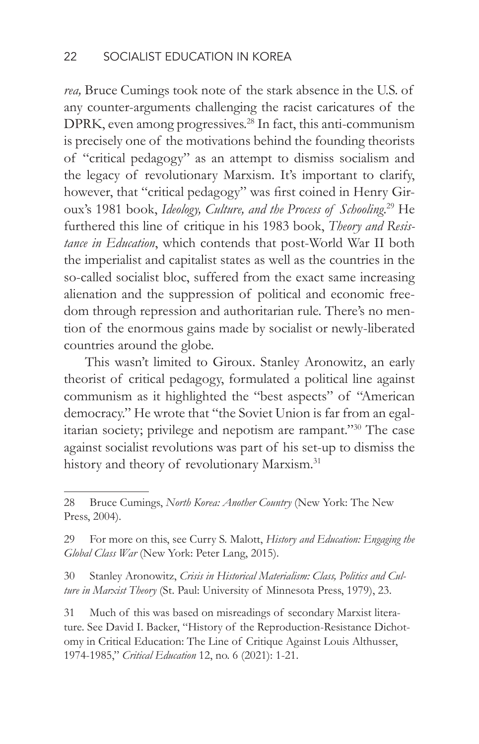*rea,* Bruce Cumings took note of the stark absence in the U.S. of any counter-arguments challenging the racist caricatures of the DPRK, even among progressives.[28] In fact, this anti-communism is precisely one of the motivations behind the founding theorists of "critical pedagogy" as an attempt to dismiss socialism and the legacy of revolutionary Marxism. It's important to clarify, however, that "critical pedagogy" was first coined in Henry Giroux's 1981 book, *Ideology, Culture, and the Process of Schooling*.[29] He furthered this line of critique in his 1983 book, *Theory and Resistance in Education*, which contends that post-World War II both the imperialist and capitalist states as well as the countries in the so-called socialist bloc, suffered from the exact same increasing alienation and the suppression of political and economic freedom through repression and authoritarian rule. There's no mention of the enormous gains made by socialist or newly-liberated countries around the globe.

This wasn't limited to Giroux. Stanley Aronowitz, an early theorist of critical pedagogy, formulated a political line against communism as it highlighted the "best aspects" of "American democracy." He wrote that "the Soviet Union is far from an egalitarian society; privilege and nepotism are rampant."[30] The case against socialist revolutions was part of his set-up to dismiss the history and theory of revolutionary Marxism.[31]

---

28 Bruce Cumings, *North Korea: Another Country* (New York: The New Press, 2004).

29 For more on this, see Curry S. Malott, *History and Education: Engaging the Global Class War* (New York: Peter Lang, 2015).

30 Stanley Aronowitz, *Crisis in Historical Materialism: Class, Politics and Culture in Marxist Theory* (St. Paul: University of Minnesota Press, 1979), 23.

31 Much of this was based on misreadings of secondary Marxist literature. See David I. Backer, "History of the Reproduction-Resistance Dichotomy in Critical Education: The Line of Critique Against Louis Althusser, 1974-1985," *Critical Education* 12, no. 6 (2021): 1-21.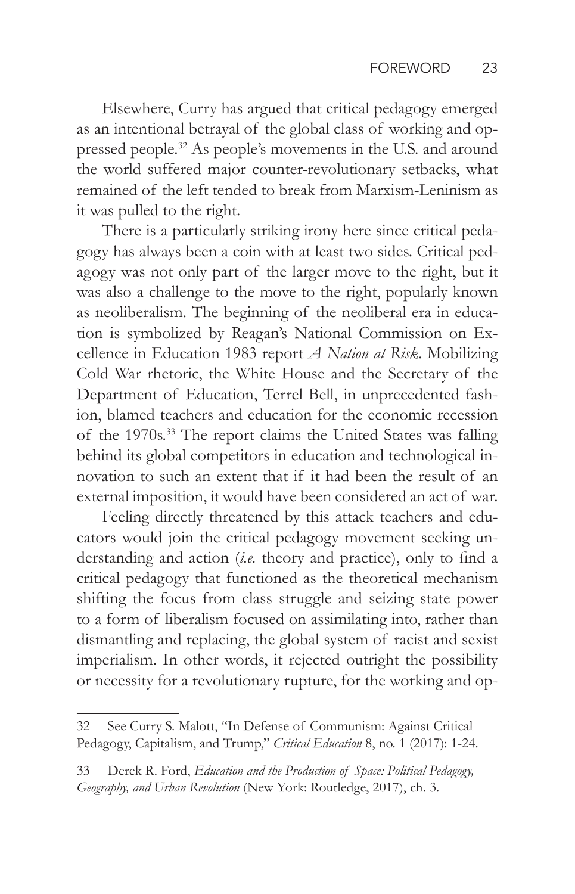Elsewhere, Curry has argued that critical pedagogy emerged as an intentional betrayal of the global class of working and oppressed people.[32] As people's movements in the U.S. and around the world suffered major counter-revolutionary setbacks, what remained of the left tended to break from Marxism-Leninism as it was pulled to the right.

There is a particularly striking irony here since critical pedagogy has always been a coin with at least two sides. Critical pedagogy was not only part of the larger move to the right, but it was also a challenge to the move to the right, popularly known as neoliberalism. The beginning of the neoliberal era in education is symbolized by Reagan's National Commission on Excellence in Education 1983 report *A Nation at Risk*. Mobilizing Cold War rhetoric, the White House and the Secretary of the Department of Education, Terrel Bell, in unprecedented fashion, blamed teachers and education for the economic recession of the 1970s.[33] The report claims the United States was falling behind its global competitors in education and technological innovation to such an extent that if it had been the result of an external imposition, it would have been considered an act of war.

Feeling directly threatened by this attack teachers and educators would join the critical pedagogy movement seeking understanding and action (*i.e.* theory and practice), only to find a critical pedagogy that functioned as the theoretical mechanism shifting the focus from class struggle and seizing state power to a form of liberalism focused on assimilating into, rather than dismantling and replacing, the global system of racist and sexist imperialism. In other words, it rejected outright the possibility or necessity for a revolutionary rupture, for the working and op-

---

32 See Curry S. Malott, "In Defense of Communism: Against Critical Pedagogy, Capitalism, and Trump," *Critical Education* 8, no. 1 (2017): 1-24.

33 Derek R. Ford, *Education and the Production of Space: Political Pedagogy, Geography, and Urban Revolution* (New York: Routledge, 2017), ch. 3.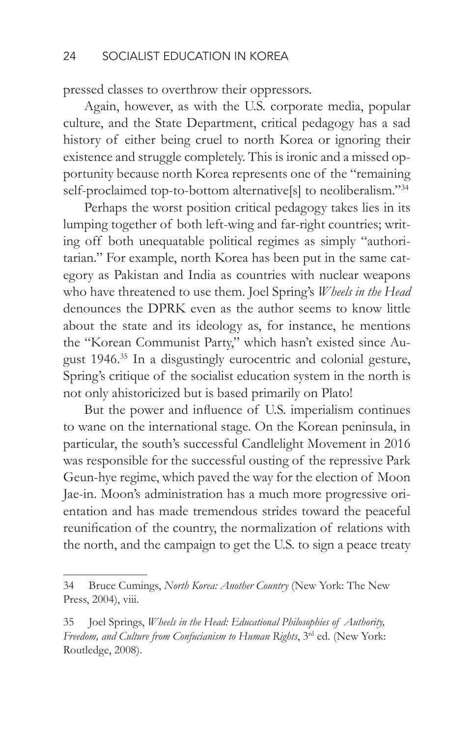pressed classes to overthrow their oppressors.

Again, however, as with the U.S. corporate media, popular culture, and the State Department, critical pedagogy has a sad history of either being cruel to north Korea or ignoring their existence and struggle completely. This is ironic and a missed opportunity because north Korea represents one of the "remaining self-proclaimed top-to-bottom alternative[s] to neoliberalism."[34]

Perhaps the worst position critical pedagogy takes lies in its lumping together of both left-wing and far-right countries; writing off both unequatable political regimes as simply "authoritarian." For example, north Korea has been put in the same category as Pakistan and India as countries with nuclear weapons who have threatened to use them. Joel Spring's *Wheels in the Head* denounces the DPRK even as the author seems to know little about the state and its ideology as, for instance, he mentions the "Korean Communist Party," which hasn't existed since August 1946.[35] In a disgustingly eurocentric and colonial gesture, Spring's critique of the socialist education system in the north is not only ahistoricized but is based primarily on Plato!

But the power and influence of U.S. imperialism continues to wane on the international stage. On the Korean peninsula, in particular, the south's successful Candlelight Movement in 2016 was responsible for the successful ousting of the repressive Park Geun-hye regime, which paved the way for the election of Moon Jae-in. Moon's administration has a much more progressive orientation and has made tremendous strides toward the peaceful reunification of the country, the normalization of relations with the north, and the campaign to get the U.S. to sign a peace treaty

---

34 Bruce Cumings, *North Korea: Another Country* (New York: The New Press, 2004), viii.

35 Joel Springs, *Wheels in the Head: Educational Philosophies of Authority, Freedom, and Culture from Confucianism to Human Rights*, 3rd ed. (New York: Routledge, 2008).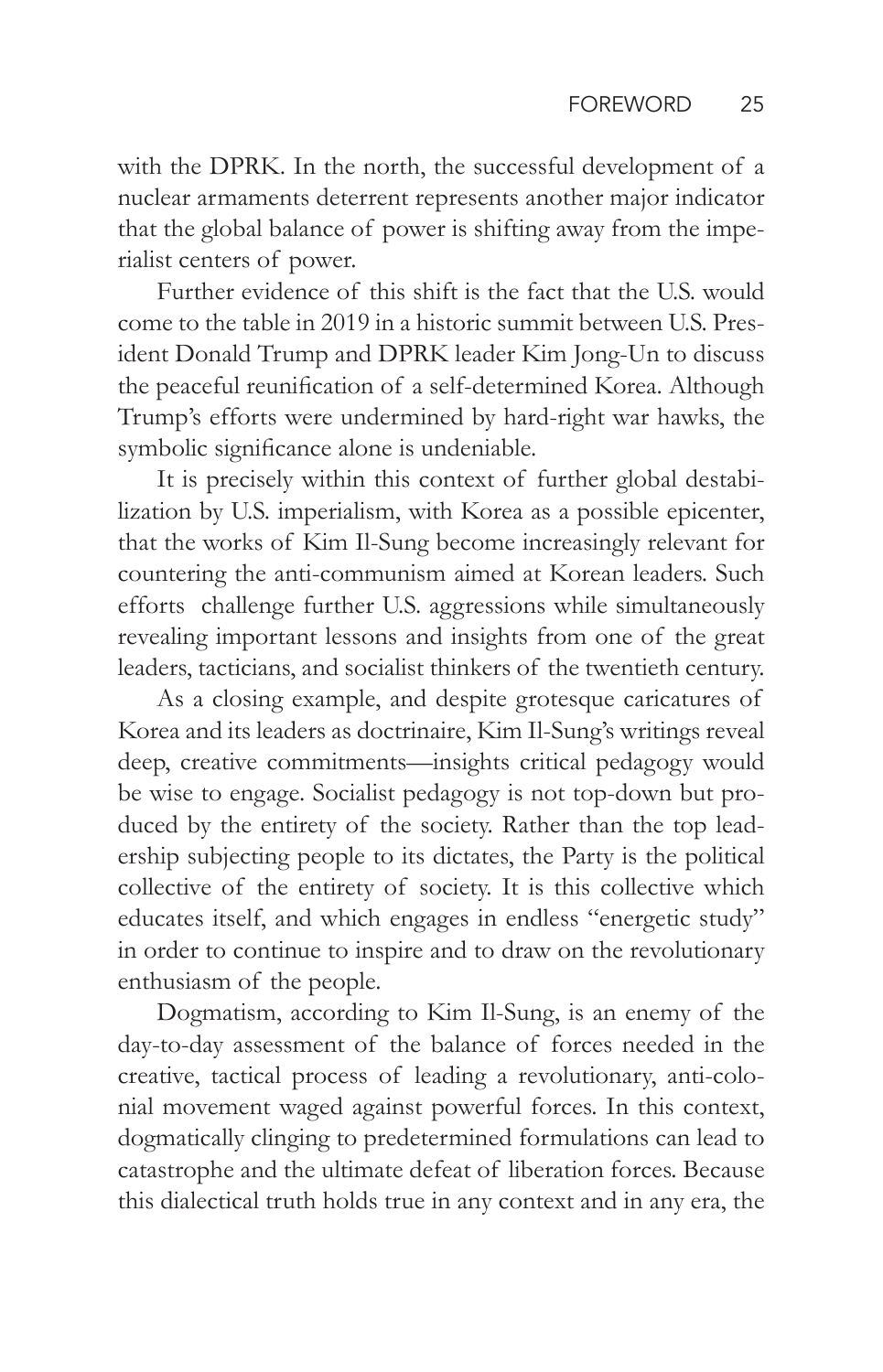with the DPRK. In the north, the successful development of a nuclear armaments deterrent represents another major indicator that the global balance of power is shifting away from the imperialist centers of power.

Further evidence of this shift is the fact that the U.S. would come to the table in 2019 in a historic summit between U.S. President Donald Trump and DPRK leader Kim Jong-Un to discuss the peaceful reunification of a self-determined Korea. Although Trump's efforts were undermined by hard-right war hawks, the symbolic significance alone is undeniable.

It is precisely within this context of further global destabilization by U.S. imperialism, with Korea as a possible epicenter, that the works of Kim Il-Sung become increasingly relevant for countering the anti-communism aimed at Korean leaders. Such efforts challenge further U.S. aggressions while simultaneously revealing important lessons and insights from one of the great leaders, tacticians, and socialist thinkers of the twentieth century.

As a closing example, and despite grotesque caricatures of Korea and its leaders as doctrinaire, Kim Il-Sung's writings reveal deep, creative commitments—insights critical pedagogy would be wise to engage. Socialist pedagogy is not top-down but produced by the entirety of the society. Rather than the top leadership subjecting people to its dictates, the Party is the political collective of the entirety of society. It is this collective which educates itself, and which engages in endless "energetic study" in order to continue to inspire and to draw on the revolutionary enthusiasm of the people.

Dogmatism, according to Kim Il-Sung, is an enemy of the day-to-day assessment of the balance of forces needed in the creative, tactical process of leading a revolutionary, anti-colonial movement waged against powerful forces. In this context, dogmatically clinging to predetermined formulations can lead to catastrophe and the ultimate defeat of liberation forces. Because this dialectical truth holds true in any context and in any era, the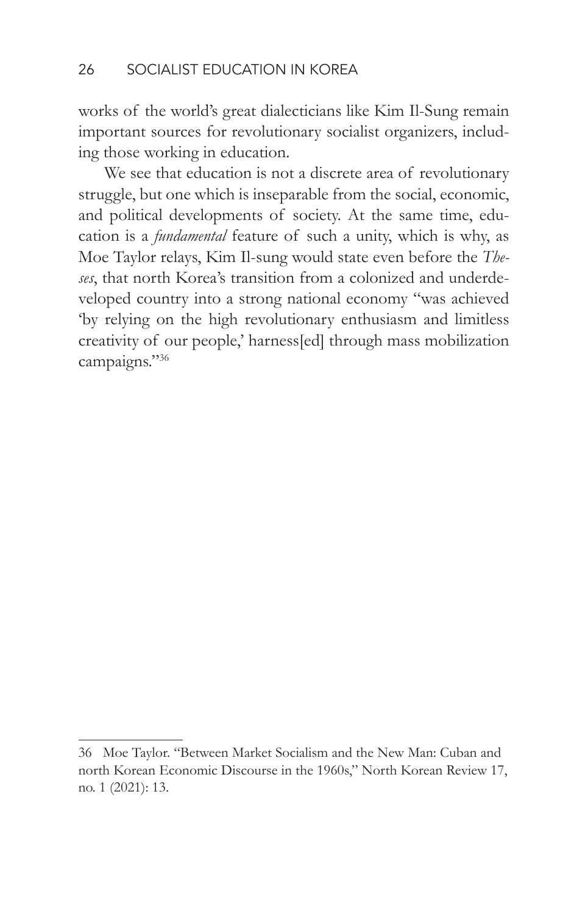works of the world's great dialecticians like Kim Il-Sung remain important sources for revolutionary socialist organizers, including those working in education.

We see that education is not a discrete area of revolutionary struggle, but one which is inseparable from the social, economic, and political developments of society. At the same time, education is a *fundamental* feature of such a unity, which is why, as Moe Taylor relays, Kim Il-sung would state even before the *Theses*, that north Korea's transition from a colonized and underdeveloped country into a strong national economy "was achieved 'by relying on the high revolutionary enthusiasm and limitless creativity of our people,' harness[ed] through mass mobilization campaigns."[36]

---

36 Moe Taylor. "Between Market Socialism and the New Man: Cuban and north Korean Economic Discourse in the 1960s," North Korean Review 17, no. 1 (2021): 13.